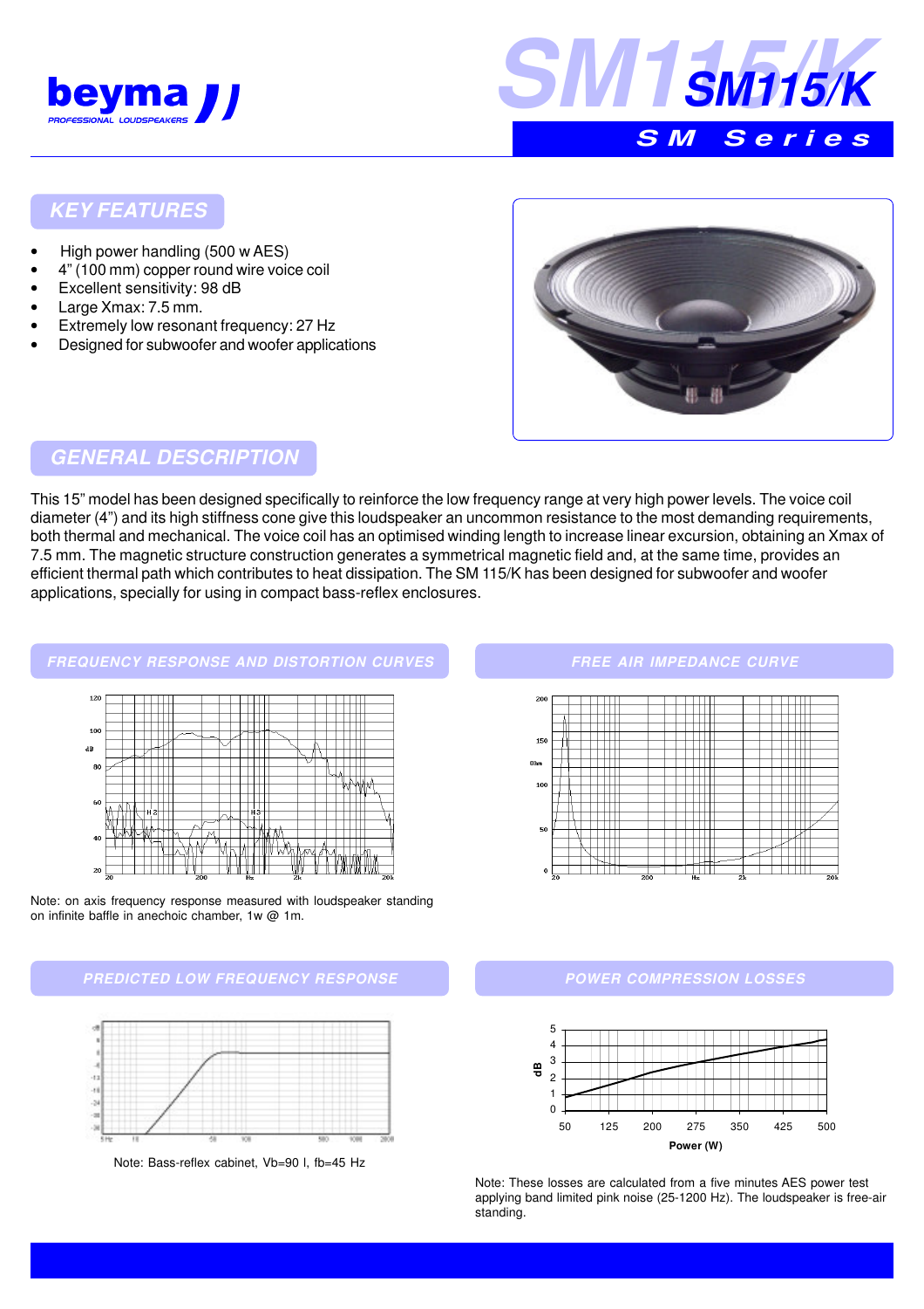# SM115/K

## SM Series

## KEY FEATURES

- High power handling (500 w AES)
- 4" (100 mm) copper round wire voice coil
- Excellent sensitivity: 98 dB
- Large Xmax: 7.5 mm.
- Extremely low resonant frequency: 27 Hz
- Designed for subwoofer and woofer applications

## GENERAL DESCRIPTION

This 15" model has been designed specifically to reinforce the low frequency range at very high power levels. The voice coil diameter (4") and its high stiffness cone give this loudspeaker an uncommon resistance to the most demanding requirements, both thermal and mechanical. The voice coil has an optimised winding length to increase linear excursion, obtaining an Xmax of 7.5 mm. The magnetic structure construction generates a symmetrical magnetic field and, at the same time, provides an efficient thermal path which contributes to heat dissipation. The SM 115/K has been designed for subwoofer and woofer applications, specially for using in compact bass-reflex enclosures.

## FREQUENCY RESPONSE AND DISTORTION CURVES

Note: on axis frequency response measured with loudspeaker standing on infinite baffle in anechoic chamber, 1w @ 1m.

## FREE AIR IMPEDANCE CURVE

## PREDICTED LOW FREQUENCY RESPONSE

Note: Bass-reflex cabinet, Vb=90 l, fb=45 Hz

## POWER COMPRESSION LOSSES

Note: These losses are calculated from a five minutes AES power test applying band limited pink noise (25-1200 Hz). The loudspeaker is free-air standing.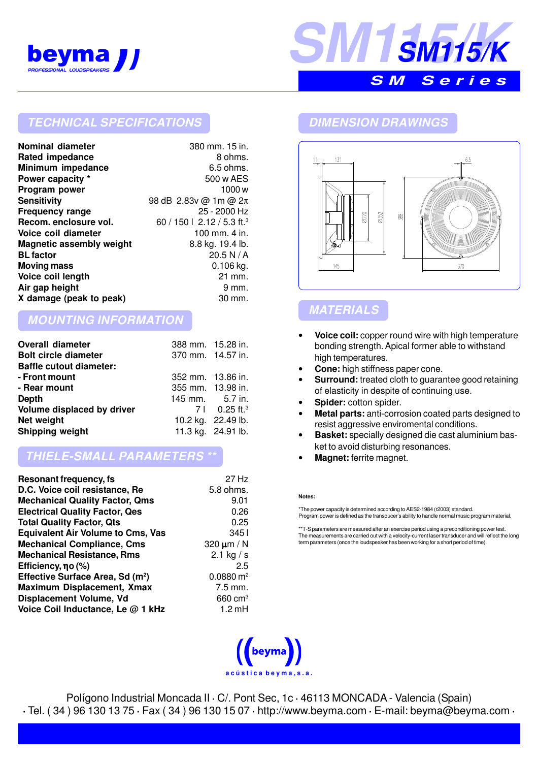# beyma

PROFESSIONAL LOUDSPEAKERS

# SM115/K

SM Series

## TECHNICAL SPECIFICATIONS

| | |
|---|---|
| **Nominal diameter** | 380 mm. 15 in. |
| **Rated impedance** | 8 ohms. |
| **Minimum impedance** | 6.5 ohms. |
| **Power capacity *** | 500 w AES |
| **Program power** | 1000 w |
| **Sensitivity** | 98 dB 2.83v @ 1m @ 2π |
| **Frequency range** | 25 - 2000 Hz |
| **Recom. enclosure vol.** | 60 / 150 l 2.12 / 5.3 ft.³ |
| **Voice coil diameter** | 100 mm. 4 in. |
| **Magnetic assembly weight** | 8.8 kg. 19.4 lb. |
| **BL factor** | 20.5 N / A |
| **Moving mass** | 0.106 kg. |
| **Voice coil length** | 21 mm. |
| **Air gap height** | 9 mm. |
| **X damage (peak to peak)** | 30 mm. |

## MOUNTING INFORMATION

| | | |
|---|---|---|
| **Overall diameter** | 388 mm. | 15.28 in. |
| **Bolt circle diameter** | 370 mm. | 14.57 in. |
| **Baffle cutout diameter:** | | |
| **- Front mount** | 352 mm. | 13.86 in. |
| **- Rear mount** | 355 mm. | 13.98 in. |
| **Depth** | 145 mm. | 5.7 in. |
| **Volume displaced by driver** | 7 l | 0.25 ft.³ |
| **Net weight** | 10.2 kg. | 22.49 lb. |
| **Shipping weight** | 11.3 kg. | 24.91 lb. |

## THIELE-SMALL PARAMETERS **

| | |
|---|---|
| **Resonant frequency, fs** | 27 Hz |
| **D.C. Voice coil resistance, Re** | 5.8 ohms. |
| **Mechanical Quality Factor, Qms** | 9.01 |
| **Electrical Quality Factor, Qes** | 0.26 |
| **Total Quality Factor, Qts** | 0.25 |
| **Equivalent Air Volume to Cms, Vas** | 345 l |
| **Mechanical Compliance, Cms** | 320 µm / N |
| **Mechanical Resistance, Rms** | 2.1 kg / s |
| **Efficiency, ηo (%)** | 2.5 |
| **Effective Surface Area, Sd (m²)** | 0.0880 m² |
| **Maximum Displacement, Xmax** | 7.5 mm. |
| **Displacement Volume, Vd** | 660 cm³ |
| **Voice Coil Inductance, Le @ 1 kHz** | 1.2 mH |

## DIMENSION DRAWINGS

11
131
6.5
Ø220
Ø352
388
145
370

## MATERIALS

- **Voice coil:** copper round wire with high temperature bonding strength. Apical former able to withstand high temperatures.
- **Cone:** high stiffness paper cone.
- **Surround:** treated cloth to guarantee good retaining of elasticity in despite of continuing use.
- **Spider:** cotton spider.
- **Metal parts:** anti-corrosion coated parts designed to resist aggressive enviromental conditions.
- **Basket:** specially designed die cast aluminium basket to avoid disturbing resonances.
- **Magnet:** ferrite magnet.

**Notes:**

*The power capacity is determined according to AES2-1984 (r2003) standard. Program power is defined as the transducer's ability to handle normal music program material.

**T-S parameters are measured after an exercise period using a preconditioning power test. The measurements are carried out with a velocity-current laser transducer and will reflect the long term parameters (once the loudspeaker has been working for a short period of time).

beyma
acústica beyma,s.a.

Polígono Industrial Moncada II · C/. Pont Sec, 1c · 46113 MONCADA - Valencia (Spain)
· Tel. ( 34 ) 96 130 13 75 · Fax ( 34 ) 96 130 15 07 · http://www.beyma.com · E-mail: beyma@beyma.com ·